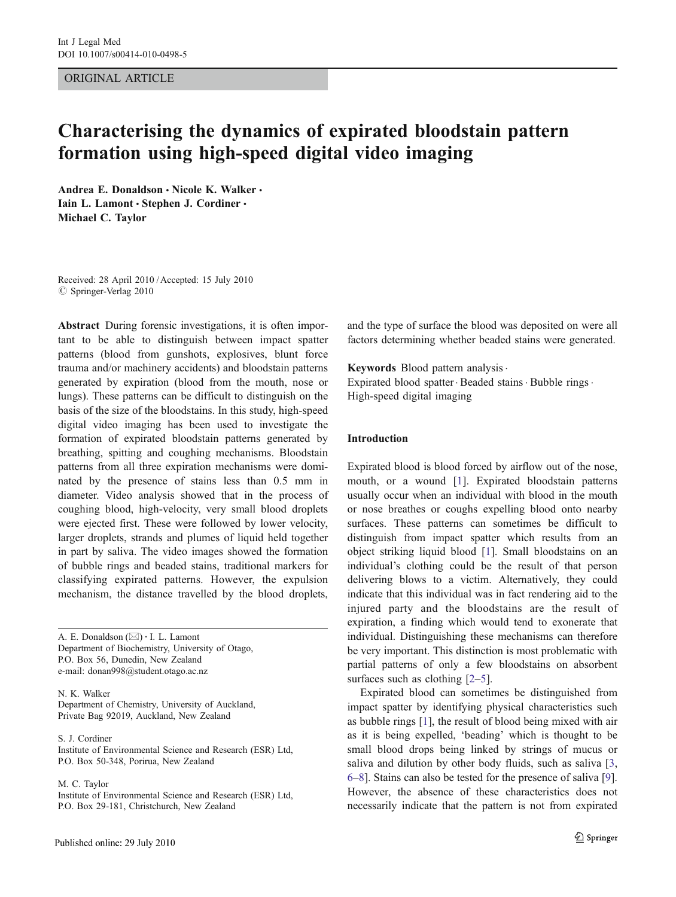ORIGINAL ARTICLE

# Characterising the dynamics of expirated bloodstain pattern formation using high-speed digital video imaging

**Andrea E. Donaldson · Nicole K. Walker · Iain L. Lamont · Stephen J. Cordiner · Michael C. Taylor**

Received: 28 April 2010 / Accepted: 15 July 2010
© Springer-Verlag 2010

**Abstract** During forensic investigations, it is often important to be able to distinguish between impact spatter patterns (blood from gunshots, explosives, blunt force trauma and/or machinery accidents) and bloodstain patterns generated by expiration (blood from the mouth, nose or lungs). These patterns can be difficult to distinguish on the basis of the size of the bloodstains. In this study, high-speed digital video imaging has been used to investigate the formation of expirated bloodstain patterns generated by breathing, spitting and coughing mechanisms. Bloodstain patterns from all three expiration mechanisms were dominated by the presence of stains less than 0.5 mm in diameter. Video analysis showed that in the process of coughing blood, high-velocity, very small blood droplets were ejected first. These were followed by lower velocity, larger droplets, strands and plumes of liquid held together in part by saliva. The video images showed the formation of bubble rings and beaded stains, traditional markers for classifying expirated patterns. However, the expulsion mechanism, the distance travelled by the blood droplets, and the type of surface the blood was deposited on were all factors determining whether beaded stains were generated.

**Keywords** Blood pattern analysis · Expirated blood spatter · Beaded stains · Bubble rings · High-speed digital imaging

A. E. Donaldson (✉) · I. L. Lamont
Department of Biochemistry, University of Otago, P.O. Box 56, Dunedin, New Zealand
e-mail: donan998@student.otago.ac.nz

N. K. Walker
Department of Chemistry, University of Auckland, Private Bag 92019, Auckland, New Zealand

S. J. Cordiner
Institute of Environmental Science and Research (ESR) Ltd, P.O. Box 50-348, Porirua, New Zealand

M. C. Taylor
Institute of Environmental Science and Research (ESR) Ltd, P.O. Box 29-181, Christchurch, New Zealand

## Introduction

Expirated blood is blood forced by airflow out of the nose, mouth, or a wound [1]. Expirated bloodstain patterns usually occur when an individual with blood in the mouth or nose breathes or coughs expelling blood onto nearby surfaces. These patterns can sometimes be difficult to distinguish from impact spatter which results from an object striking liquid blood [1]. Small bloodstains on an individual's clothing could be the result of that person delivering blows to a victim. Alternatively, they could indicate that this individual was in fact rendering aid to the injured party and the bloodstains are the result of expiration, a finding which would tend to exonerate that individual. Distinguishing these mechanisms can therefore be very important. This distinction is most problematic with partial patterns of only a few bloodstains on absorbent surfaces such as clothing [2–5].

Expirated blood can sometimes be distinguished from impact spatter by identifying physical characteristics such as bubble rings [1], the result of blood being mixed with air as it is being expelled, 'beading' which is thought to be small blood drops being linked by strings of mucus or saliva and dilution by other body fluids, such as saliva [3, 6–8]. Stains can also be tested for the presence of saliva [9]. However, the absence of these characteristics does not necessarily indicate that the pattern is not from expirated

Published online: 29 July 2010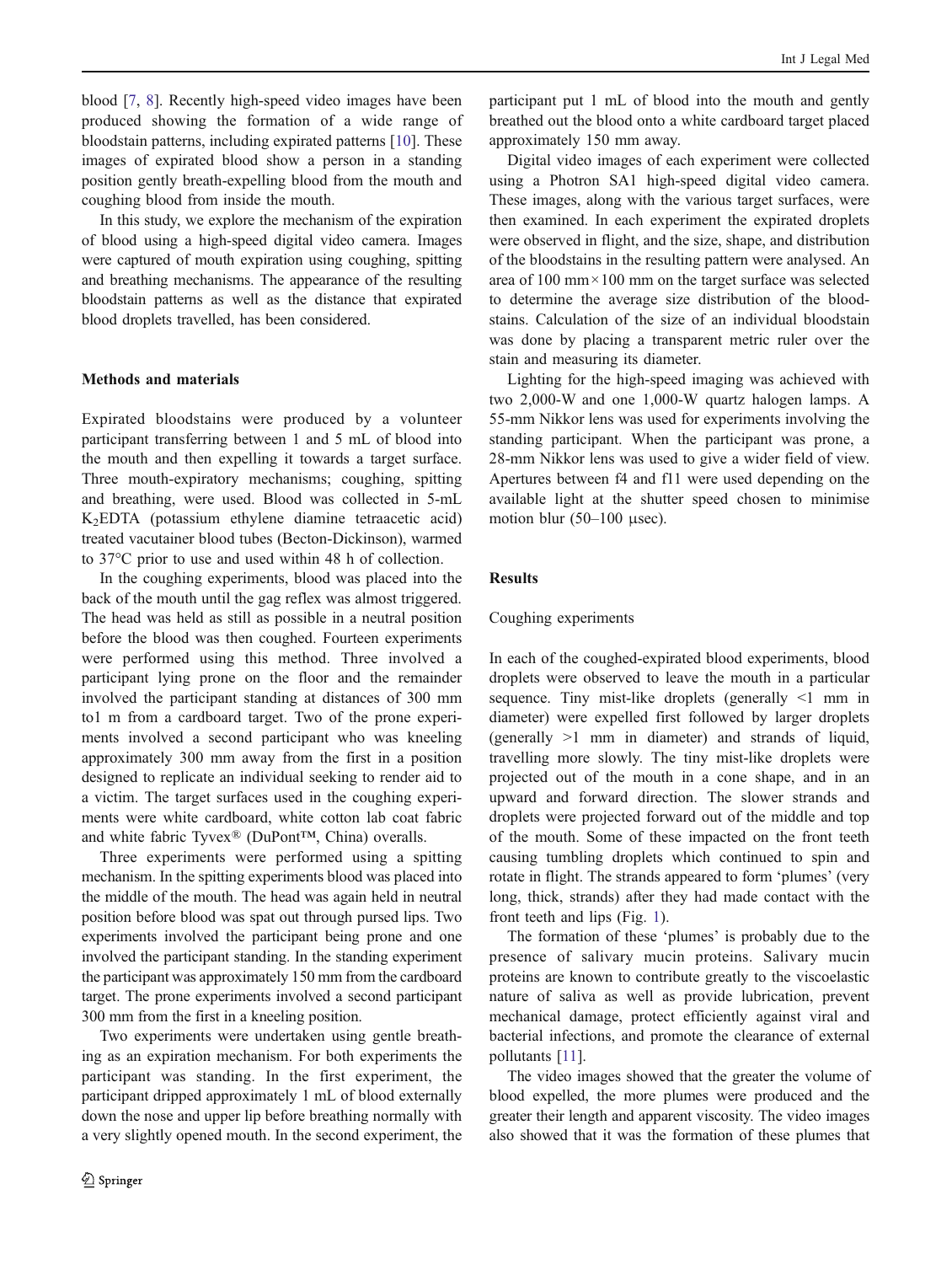blood [7, 8]. Recently high-speed video images have been produced showing the formation of a wide range of bloodstain patterns, including expirated patterns [10]. These images of expirated blood show a person in a standing position gently breath-expelling blood from the mouth and coughing blood from inside the mouth.

In this study, we explore the mechanism of the expiration of blood using a high-speed digital video camera. Images were captured of mouth expiration using coughing, spitting and breathing mechanisms. The appearance of the resulting bloodstain patterns as well as the distance that expirated blood droplets travelled, has been considered.

## Methods and materials

Expirated bloodstains were produced by a volunteer participant transferring between 1 and 5 mL of blood into the mouth and then expelling it towards a target surface. Three mouth-expiratory mechanisms; coughing, spitting and breathing, were used. Blood was collected in 5-mL $K_2$EDTA (potassium ethylene diamine tetraacetic acid) treated vacutainer blood tubes (Becton-Dickinson), warmed to 37°C prior to use and used within 48 h of collection.

In the coughing experiments, blood was placed into the back of the mouth until the gag reflex was almost triggered. The head was held as still as possible in a neutral position before the blood was then coughed. Fourteen experiments were performed using this method. Three involved a participant lying prone on the floor and the remainder involved the participant standing at distances of 300 mm to1 m from a cardboard target. Two of the prone experiments involved a second participant who was kneeling approximately 300 mm away from the first in a position designed to replicate an individual seeking to render aid to a victim. The target surfaces used in the coughing experiments were white cardboard, white cotton lab coat fabric and white fabric Tyvex® (DuPont™, China) overalls.

Three experiments were performed using a spitting mechanism. In the spitting experiments blood was placed into the middle of the mouth. The head was again held in neutral position before blood was spat out through pursed lips. Two experiments involved the participant being prone and one involved the participant standing. In the standing experiment the participant was approximately 150 mm from the cardboard target. The prone experiments involved a second participant 300 mm from the first in a kneeling position.

Two experiments were undertaken using gentle breathing as an expiration mechanism. For both experiments the participant was standing. In the first experiment, the participant dripped approximately 1 mL of blood externally down the nose and upper lip before breathing normally with a very slightly opened mouth. In the second experiment, the participant put 1 mL of blood into the mouth and gently breathed out the blood onto a white cardboard target placed approximately 150 mm away.

Digital video images of each experiment were collected using a Photron SA1 high-speed digital video camera. These images, along with the various target surfaces, were then examined. In each experiment the expirated droplets were observed in flight, and the size, shape, and distribution of the bloodstains in the resulting pattern were analysed. An area of 100 mm×100 mm on the target surface was selected to determine the average size distribution of the bloodstains. Calculation of the size of an individual bloodstain was done by placing a transparent metric ruler over the stain and measuring its diameter.

Lighting for the high-speed imaging was achieved with two 2,000-W and one 1,000-W quartz halogen lamps. A 55-mm Nikkor lens was used for experiments involving the standing participant. When the participant was prone, a 28-mm Nikkor lens was used to give a wider field of view. Apertures between f4 and f11 were used depending on the available light at the shutter speed chosen to minimise motion blur (50–100 μsec).

## Results

### Coughing experiments

In each of the coughed-expirated blood experiments, blood droplets were observed to leave the mouth in a particular sequence. Tiny mist-like droplets (generally <1 mm in diameter) were expelled first followed by larger droplets (generally >1 mm in diameter) and strands of liquid, travelling more slowly. The tiny mist-like droplets were projected out of the mouth in a cone shape, and in an upward and forward direction. The slower strands and droplets were projected forward out of the middle and top of the mouth. Some of these impacted on the front teeth causing tumbling droplets which continued to spin and rotate in flight. The strands appeared to form 'plumes' (very long, thick, strands) after they had made contact with the front teeth and lips (Fig. 1).

The formation of these 'plumes' is probably due to the presence of salivary mucin proteins. Salivary mucin proteins are known to contribute greatly to the viscoelastic nature of saliva as well as provide lubrication, prevent mechanical damage, protect efficiently against viral and bacterial infections, and promote the clearance of external pollutants [11].

The video images showed that the greater the volume of blood expelled, the more plumes were produced and the greater their length and apparent viscosity. The video images also showed that it was the formation of these plumes that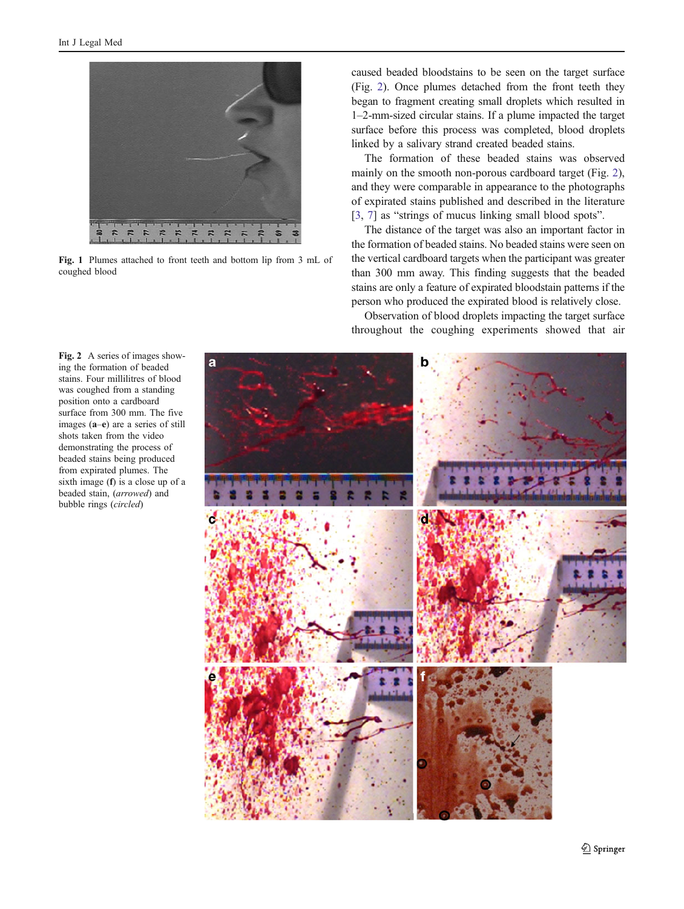Fig. 1 Plumes attached to front teeth and bottom lip from 3 mL of coughed blood

caused beaded bloodstains to be seen on the target surface (Fig. 2). Once plumes detached from the front teeth they began to fragment creating small droplets which resulted in 1–2-mm-sized circular stains. If a plume impacted the target surface before this process was completed, blood droplets linked by a salivary strand created beaded stains.

The formation of these beaded stains was observed mainly on the smooth non-porous cardboard target (Fig. 2), and they were comparable in appearance to the photographs of expirated stains published and described in the literature [3, 7] as "strings of mucus linking small blood spots".

The distance of the target was also an important factor in the formation of beaded stains. No beaded stains were seen on the vertical cardboard targets when the participant was greater than 300 mm away. This finding suggests that the beaded stains are only a feature of expirated bloodstain patterns if the person who produced the expirated blood is relatively close.

Observation of blood droplets impacting the target surface throughout the coughing experiments showed that air

Fig. 2 A series of images showing the formation of beaded stains. Four millilitres of blood was coughed from a standing position onto a cardboard surface from 300 mm. The five images (**a**–**e**) are a series of still shots taken from the video demonstrating the process of beaded stains being produced from expirated plumes. The sixth image (**f**) is a close up of a beaded stain, (*arrowed*) and bubble rings (*circled*)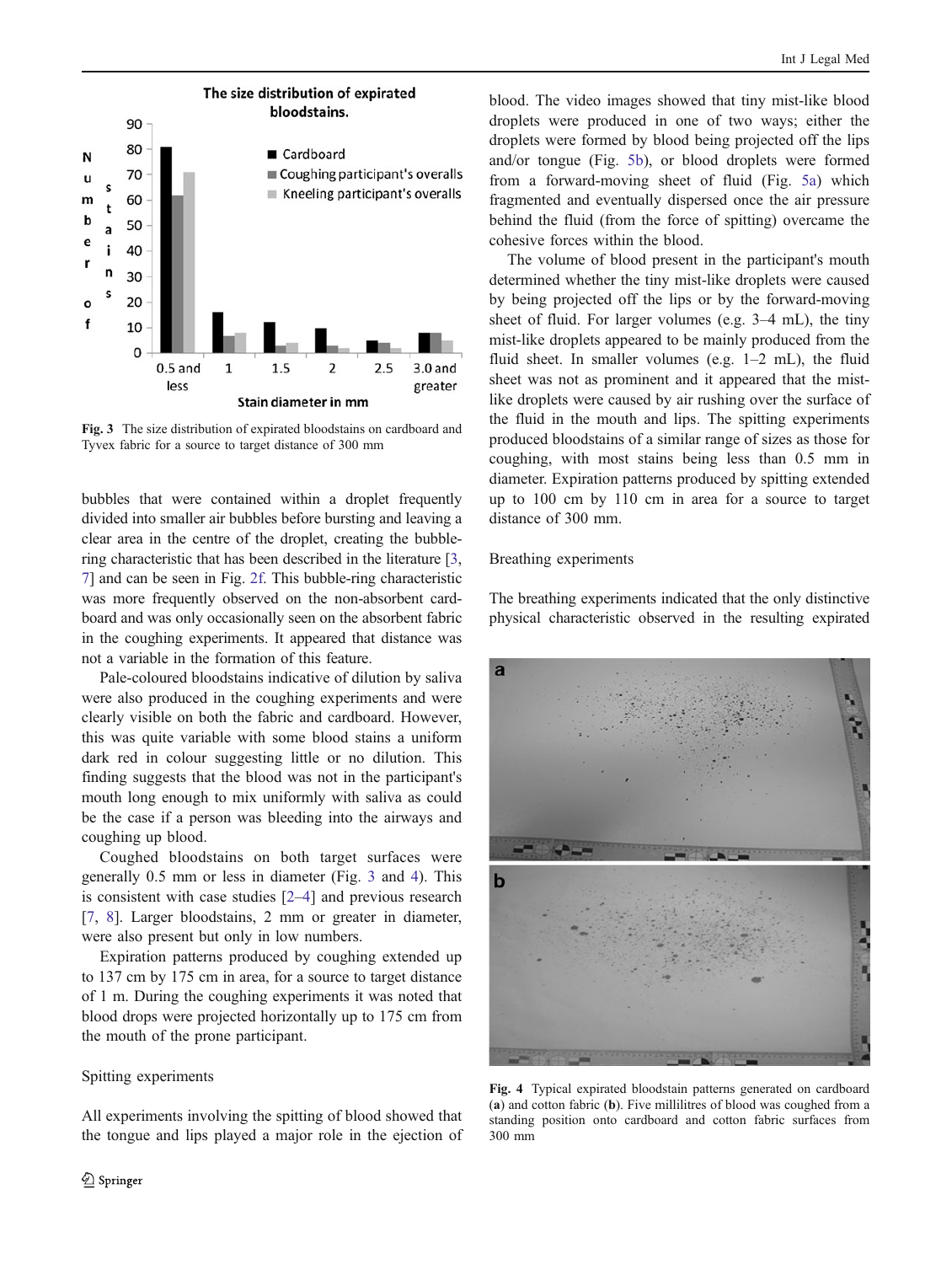Fig. 3 The size distribution of expirated bloodstains on cardboard and Tyvex fabric for a source to target distance of 300 mm

bubbles that were contained within a droplet frequently divided into smaller air bubbles before bursting and leaving a clear area in the centre of the droplet, creating the bubble-ring characteristic that has been described in the literature [3, 7] and can be seen in Fig. 2f. This bubble-ring characteristic was more frequently observed on the non-absorbent cardboard and was only occasionally seen on the absorbent fabric in the coughing experiments. It appeared that distance was not a variable in the formation of this feature.

Pale-coloured bloodstains indicative of dilution by saliva were also produced in the coughing experiments and were clearly visible on both the fabric and cardboard. However, this was quite variable with some blood stains a uniform dark red in colour suggesting little or no dilution. This finding suggests that the blood was not in the participant's mouth long enough to mix uniformly with saliva as could be the case if a person was bleeding into the airways and coughing up blood.

Coughed bloodstains on both target surfaces were generally 0.5 mm or less in diameter (Fig. 3 and 4). This is consistent with case studies [2–4] and previous research [7, 8]. Larger bloodstains, 2 mm or greater in diameter, were also present but only in low numbers.

Expiration patterns produced by coughing extended up to 137 cm by 175 cm in area, for a source to target distance of 1 m. During the coughing experiments it was noted that blood drops were projected horizontally up to 175 cm from the mouth of the prone participant.

### Spitting experiments

All experiments involving the spitting of blood showed that the tongue and lips played a major role in the ejection of blood. The video images showed that tiny mist-like blood droplets were produced in one of two ways; either the droplets were formed by blood being projected off the lips and/or tongue (Fig. 5b), or blood droplets were formed from a forward-moving sheet of fluid (Fig. 5a) which fragmented and eventually dispersed once the air pressure behind the fluid (from the force of spitting) overcame the cohesive forces within the blood.

The volume of blood present in the participant's mouth determined whether the tiny mist-like droplets were caused by being projected off the lips or by the forward-moving sheet of fluid. For larger volumes (e.g. 3–4 mL), the tiny mist-like droplets appeared to be mainly produced from the fluid sheet. In smaller volumes (e.g. 1–2 mL), the fluid sheet was not as prominent and it appeared that the mist-like droplets were caused by air rushing over the surface of the fluid in the mouth and lips. The spitting experiments produced bloodstains of a similar range of sizes as those for coughing, with most stains being less than 0.5 mm in diameter. Expiration patterns produced by spitting extended up to 100 cm by 110 cm in area for a source to target distance of 300 mm.

### Breathing experiments

The breathing experiments indicated that the only distinctive physical characteristic observed in the resulting expirated

Fig. 4 Typical expirated bloodstain patterns generated on cardboard (a) and cotton fabric (b). Five millilitres of blood was coughed from a standing position onto cardboard and cotton fabric surfaces from 300 mm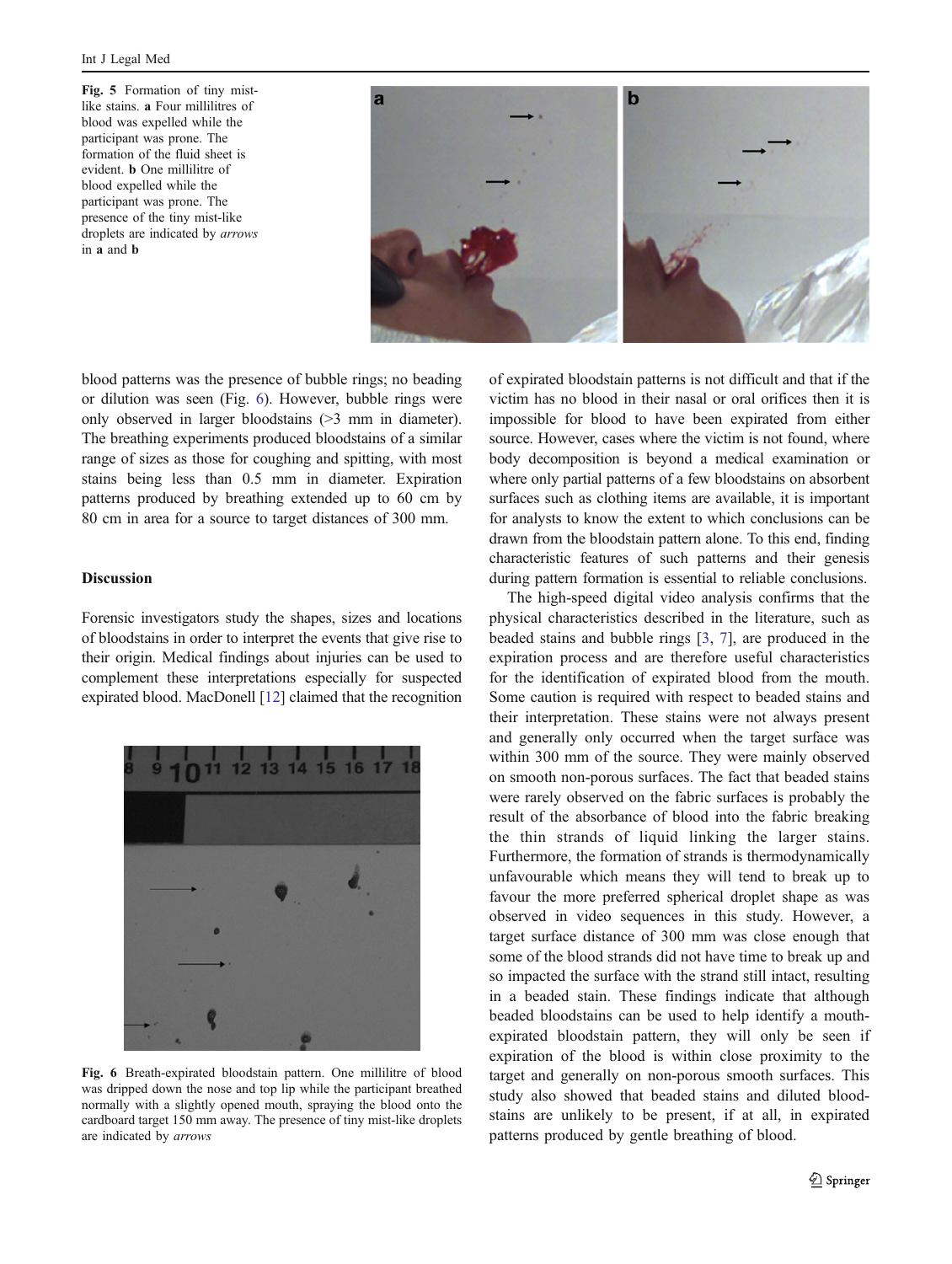Fig. 5 Formation of tiny mist-like stains. **a** Four millilitres of blood was expelled while the participant was prone. The formation of the fluid sheet is evident. **b** One millilitre of blood expelled while the participant was prone. The presence of the tiny mist-like droplets are indicated by *arrows* in **a** and **b**

blood patterns was the presence of bubble rings; no beading or dilution was seen (Fig. 6). However, bubble rings were only observed in larger bloodstains (>3 mm in diameter). The breathing experiments produced bloodstains of a similar range of sizes as those for coughing and spitting, with most stains being less than 0.5 mm in diameter. Expiration patterns produced by breathing extended up to 60 cm by 80 cm in area for a source to target distances of 300 mm.

## Discussion

Forensic investigators study the shapes, sizes and locations of bloodstains in order to interpret the events that give rise to their origin. Medical findings about injuries can be used to complement these interpretations especially for suspected expirated blood. MacDonell [12] claimed that the recognition of expirated bloodstain patterns is not difficult and that if the victim has no blood in their nasal or oral orifices then it is impossible for blood to have been expirated from either source. However, cases where the victim is not found, where body decomposition is beyond a medical examination or where only partial patterns of a few bloodstains on absorbent surfaces such as clothing items are available, it is important for analysts to know the extent to which conclusions can be drawn from the bloodstain pattern alone. To this end, finding characteristic features of such patterns and their genesis during pattern formation is essential to reliable conclusions.

Fig. 6 Breath-expirated bloodstain pattern. One millilitre of blood was dripped down the nose and top lip while the participant breathed normally with a slightly opened mouth, spraying the blood onto the cardboard target 150 mm away. The presence of tiny mist-like droplets are indicated by *arrows*

The high-speed digital video analysis confirms that the physical characteristics described in the literature, such as beaded stains and bubble rings [3, 7], are produced in the expiration process and are therefore useful characteristics for the identification of expirated blood from the mouth. Some caution is required with respect to beaded stains and their interpretation. These stains were not always present and generally only occurred when the target surface was within 300 mm of the source. They were mainly observed on smooth non-porous surfaces. The fact that beaded stains were rarely observed on the fabric surfaces is probably the result of the absorbance of blood into the fabric breaking the thin strands of liquid linking the larger stains. Furthermore, the formation of strands is thermodynamically unfavourable which means they will tend to break up to favour the more preferred spherical droplet shape as was observed in video sequences in this study. However, a target surface distance of 300 mm was close enough that some of the blood strands did not have time to break up and so impacted the surface with the strand still intact, resulting in a beaded stain. These findings indicate that although beaded bloodstains can be used to help identify a mouth-expirated bloodstain pattern, they will only be seen if expiration of the blood is within close proximity to the target and generally on non-porous smooth surfaces. This study also showed that beaded stains and diluted bloodstains are unlikely to be present, if at all, in expirated patterns produced by gentle breathing of blood.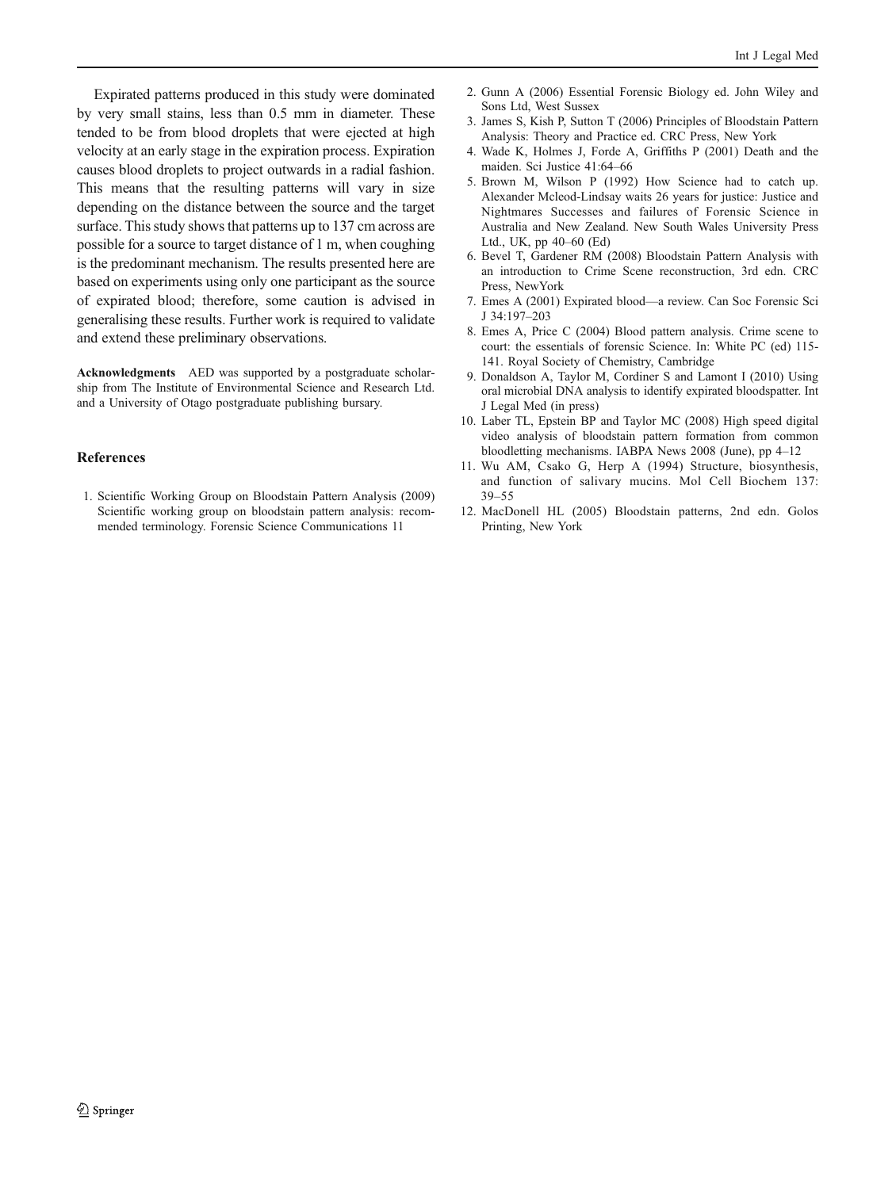Expirated patterns produced in this study were dominated by very small stains, less than 0.5 mm in diameter. These tended to be from blood droplets that were ejected at high velocity at an early stage in the expiration process. Expiration causes blood droplets to project outwards in a radial fashion. This means that the resulting patterns will vary in size depending on the distance between the source and the target surface. This study shows that patterns up to 137 cm across are possible for a source to target distance of 1 m, when coughing is the predominant mechanism. The results presented here are based on experiments using only one participant as the source of expirated blood; therefore, some caution is advised in generalising these results. Further work is required to validate and extend these preliminary observations.

**Acknowledgments** AED was supported by a postgraduate scholarship from The Institute of Environmental Science and Research Ltd. and a University of Otago postgraduate publishing bursary.

## References

1. Scientific Working Group on Bloodstain Pattern Analysis (2009) Scientific working group on bloodstain pattern analysis: recommended terminology. Forensic Science Communications 11
2. Gunn A (2006) Essential Forensic Biology ed. John Wiley and Sons Ltd, West Sussex
3. James S, Kish P, Sutton T (2006) Principles of Bloodstain Pattern Analysis: Theory and Practice ed. CRC Press, New York
4. Wade K, Holmes J, Forde A, Griffiths P (2001) Death and the maiden. Sci Justice 41:64–66
5. Brown M, Wilson P (1992) How Science had to catch up. Alexander Mcleod-Lindsay waits 26 years for justice: Justice and Nightmares Successes and failures of Forensic Science in Australia and New Zealand. New South Wales University Press Ltd., UK, pp 40–60 (Ed)
6. Bevel T, Gardener RM (2008) Bloodstain Pattern Analysis with an introduction to Crime Scene reconstruction, 3rd edn. CRC Press, NewYork
7. Emes A (2001) Expirated blood—a review. Can Soc Forensic Sci J 34:197–203
8. Emes A, Price C (2004) Blood pattern analysis. Crime scene to court: the essentials of forensic Science. In: White PC (ed) 115-141. Royal Society of Chemistry, Cambridge
9. Donaldson A, Taylor M, Cordiner S and Lamont I (2010) Using oral microbial DNA analysis to identify expirated bloodspatter. Int J Legal Med (in press)
10. Laber TL, Epstein BP and Taylor MC (2008) High speed digital video analysis of bloodstain pattern formation from common bloodletting mechanisms. IABPA News 2008 (June), pp 4–12
11. Wu AM, Csako G, Herp A (1994) Structure, biosynthesis, and function of salivary mucins. Mol Cell Biochem 137: 39–55
12. MacDonell HL (2005) Bloodstain patterns, 2nd edn. Golos Printing, New York